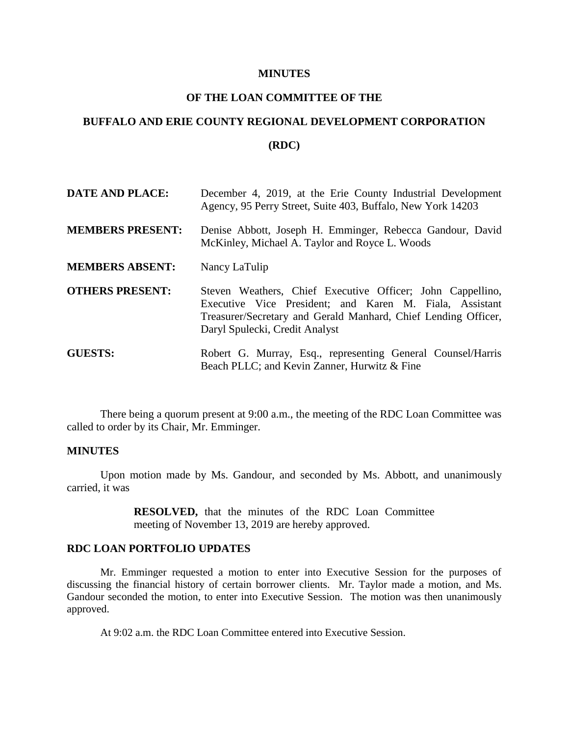# MINUTES

## OF THE LOAN COMMITTEE OF THE

## BUFFALO AND ERIE COUNTY REGIONAL DEVELOPMENT CORPORATION

## (RDC)

**DATE AND PLACE:** December 4, 2019, at the Erie County Industrial Development Agency, 95 Perry Street, Suite 403, Buffalo, New York 14203

**MEMBERS PRESENT:** Denise Abbott, Joseph H. Emminger, Rebecca Gandour, David McKinley, Michael A. Taylor and Royce L. Woods

**MEMBERS ABSENT:** Nancy LaTulip

**OTHERS PRESENT:** Steven Weathers, Chief Executive Officer; John Cappellino, Executive Vice President; and Karen M. Fiala, Assistant Treasurer/Secretary and Gerald Manhard, Chief Lending Officer, Daryl Spulecki, Credit Analyst

**GUESTS:** Robert G. Murray, Esq., representing General Counsel/Harris Beach PLLC; and Kevin Zanner, Hurwitz & Fine

There being a quorum present at 9:00 a.m., the meeting of the RDC Loan Committee was called to order by its Chair, Mr. Emminger.

**MINUTES**

Upon motion made by Ms. Gandour, and seconded by Ms. Abbott, and unanimously carried, it was

> **RESOLVED,** that the minutes of the RDC Loan Committee meeting of November 13, 2019 are hereby approved.

**RDC LOAN PORTFOLIO UPDATES**

Mr. Emminger requested a motion to enter into Executive Session for the purposes of discussing the financial history of certain borrower clients. Mr. Taylor made a motion, and Ms. Gandour seconded the motion, to enter into Executive Session. The motion was then unanimously approved.

At 9:02 a.m. the RDC Loan Committee entered into Executive Session.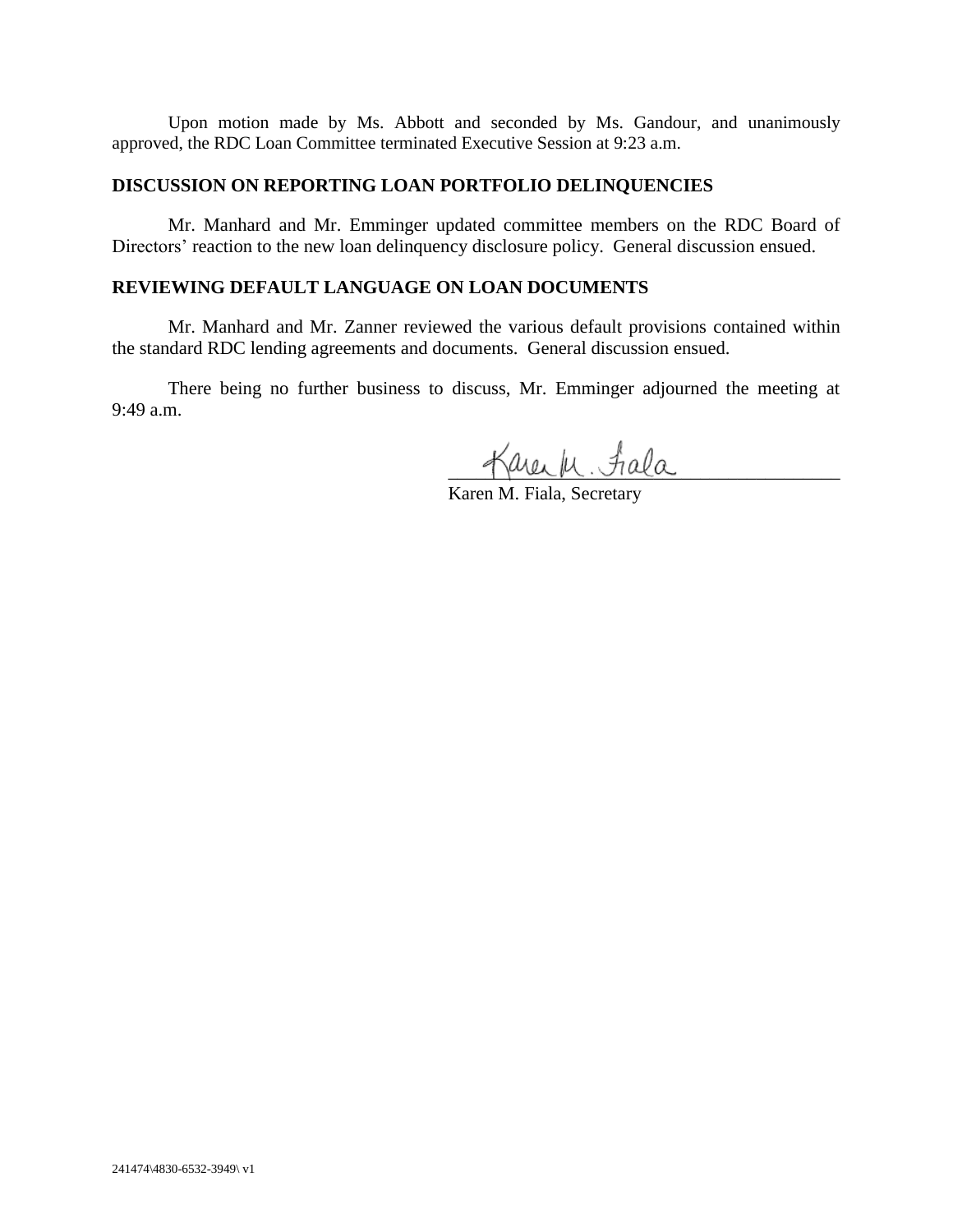Upon motion made by Ms. Abbott and seconded by Ms. Gandour, and unanimously approved, the RDC Loan Committee terminated Executive Session at 9:23 a.m.

## DISCUSSION ON REPORTING LOAN PORTFOLIO DELINQUENCIES

Mr. Manhard and Mr. Emminger updated committee members on the RDC Board of Directors' reaction to the new loan delinquency disclosure policy. General discussion ensued.

## REVIEWING DEFAULT LANGUAGE ON LOAN DOCUMENTS

Mr. Manhard and Mr. Zanner reviewed the various default provisions contained within the standard RDC lending agreements and documents. General discussion ensued.

There being no further business to discuss, Mr. Emminger adjourned the meeting at 9:49 a.m.

Karen M. Fiala

Karen M. Fiala, Secretary

241474\4830-6532-3949\ v1